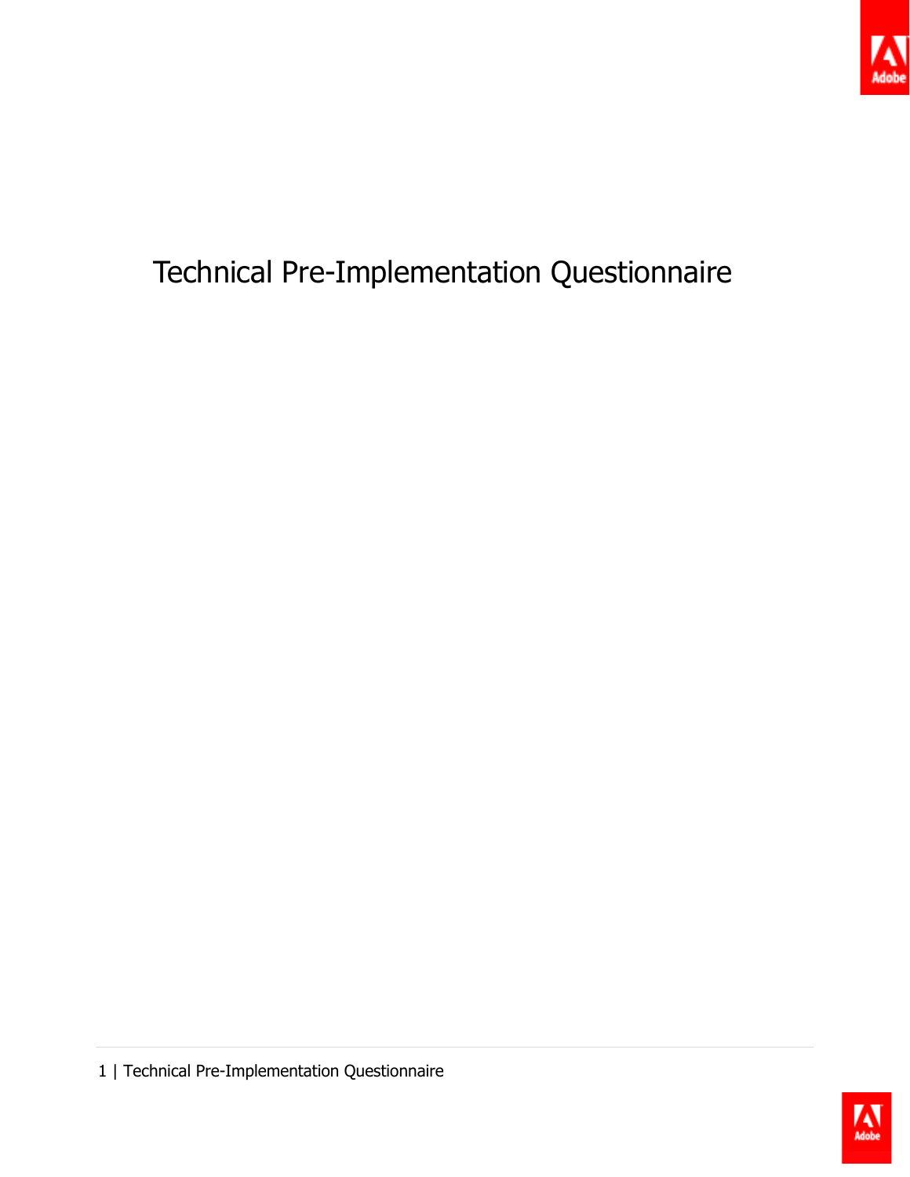# Technical Pre-Implementation Questionnaire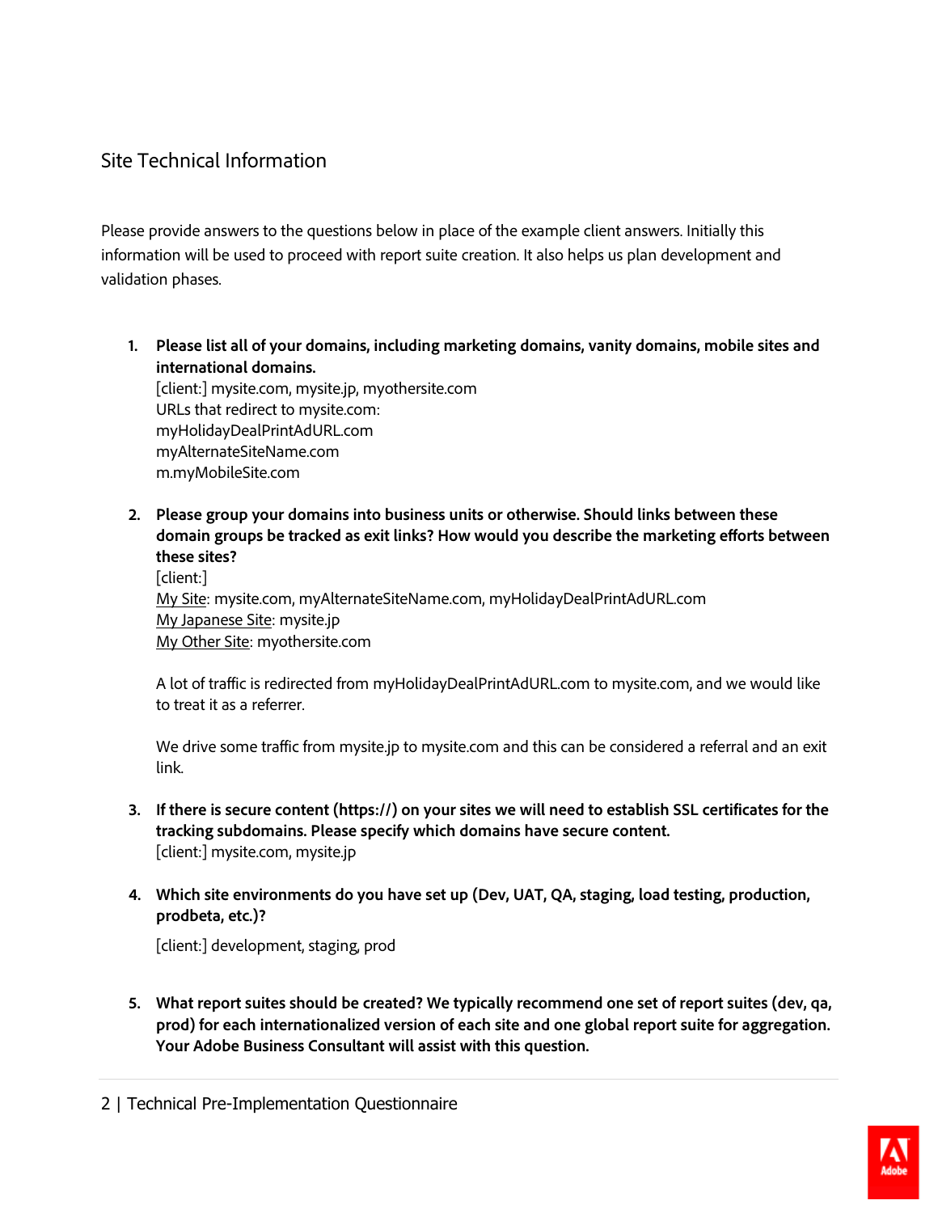## Site Technical Information

Please provide answers to the questions below in place of the example client answers. Initially this information will be used to proceed with report suite creation. It also helps us plan development and validation phases.

1. **Please list all of your domains, including marketing domains, vanity domains, mobile sites and international domains.**
   [client:] mysite.com, mysite.jp, myothersite.com
   URLs that redirect to mysite.com:
   myHolidayDealPrintAdURL.com
   myAlternateSiteName.com
   m.myMobileSite.com

2. **Please group your domains into business units or otherwise. Should links between these domain groups be tracked as exit links? How would you describe the marketing efforts between these sites?**
   [client:]
   <u>My Site</u>: mysite.com, myAlternateSiteName.com, myHolidayDealPrintAdURL.com
   <u>My Japanese Site</u>: mysite.jp
   <u>My Other Site</u>: myothersite.com

   A lot of traffic is redirected from myHolidayDealPrintAdURL.com to mysite.com, and we would like to treat it as a referrer.

   We drive some traffic from mysite.jp to mysite.com and this can be considered a referral and an exit link.

3. **If there is secure content (https://) on your sites we will need to establish SSL certificates for the tracking subdomains. Please specify which domains have secure content.**
   [client:] mysite.com, mysite.jp

4. **Which site environments do you have set up (Dev, UAT, QA, staging, load testing, production, prodbeta, etc.)?**

   [client:] development, staging, prod

5. **What report suites should be created? We typically recommend one set of report suites (dev, qa, prod) for each internationalized version of each site and one global report suite for aggregation. Your Adobe Business Consultant will assist with this question.**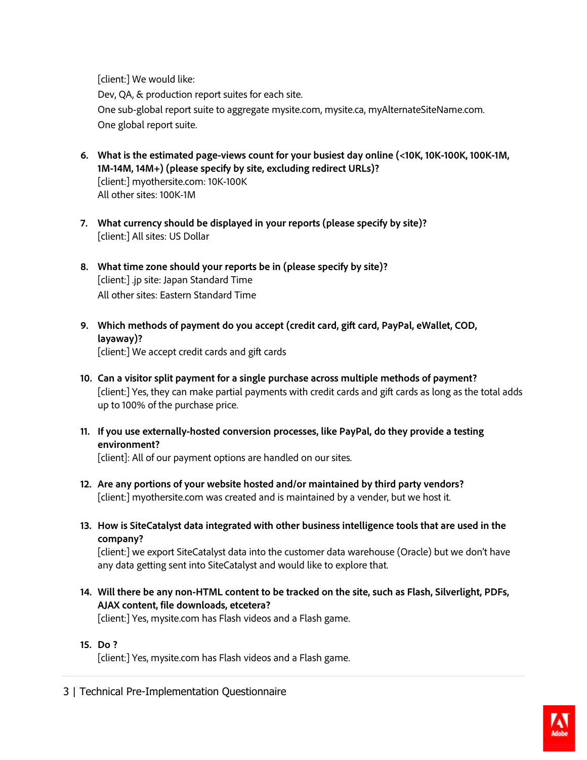[client:] We would like:

Dev, QA, & production report suites for each site.

One sub-global report suite to aggregate mysite.com, mysite.ca, myAlternateSiteName.com.

One global report suite.

6. **What is the estimated page-views count for your busiest day online (<10K, 10K-100K, 100K-1M, 1M-14M, 14M+) (please specify by site, excluding redirect URLs)?**
   [client:] myothersite.com: 10K-100K
   All other sites: 100K-1M

7. **What currency should be displayed in your reports (please specify by site)?**
   [client:] All sites: US Dollar

8. **What time zone should your reports be in (please specify by site)?**
   [client:] .jp site: Japan Standard Time
   All other sites: Eastern Standard Time

9. **Which methods of payment do you accept (credit card, gift card, PayPal, eWallet, COD, layaway)?**
   [client:] We accept credit cards and gift cards

10. **Can a visitor split payment for a single purchase across multiple methods of payment?**
    [client:] Yes, they can make partial payments with credit cards and gift cards as long as the total adds up to 100% of the purchase price.

11. **If you use externally-hosted conversion processes, like PayPal, do they provide a testing environment?**
    [client]: All of our payment options are handled on our sites.

12. **Are any portions of your website hosted and/or maintained by third party vendors?**
    [client:] myothersite.com was created and is maintained by a vender, but we host it.

13. **How is SiteCatalyst data integrated with other business intelligence tools that are used in the company?**
    [client:] we export SiteCatalyst data into the customer data warehouse (Oracle) but we don't have any data getting sent into SiteCatalyst and would like to explore that.

14. **Will there be any non-HTML content to be tracked on the site, such as Flash, Silverlight, PDFs, AJAX content, file downloads, etcetera?**
    [client:] Yes, mysite.com has Flash videos and a Flash game.

15. **Do ?**
    [client:] Yes, mysite.com has Flash videos and a Flash game.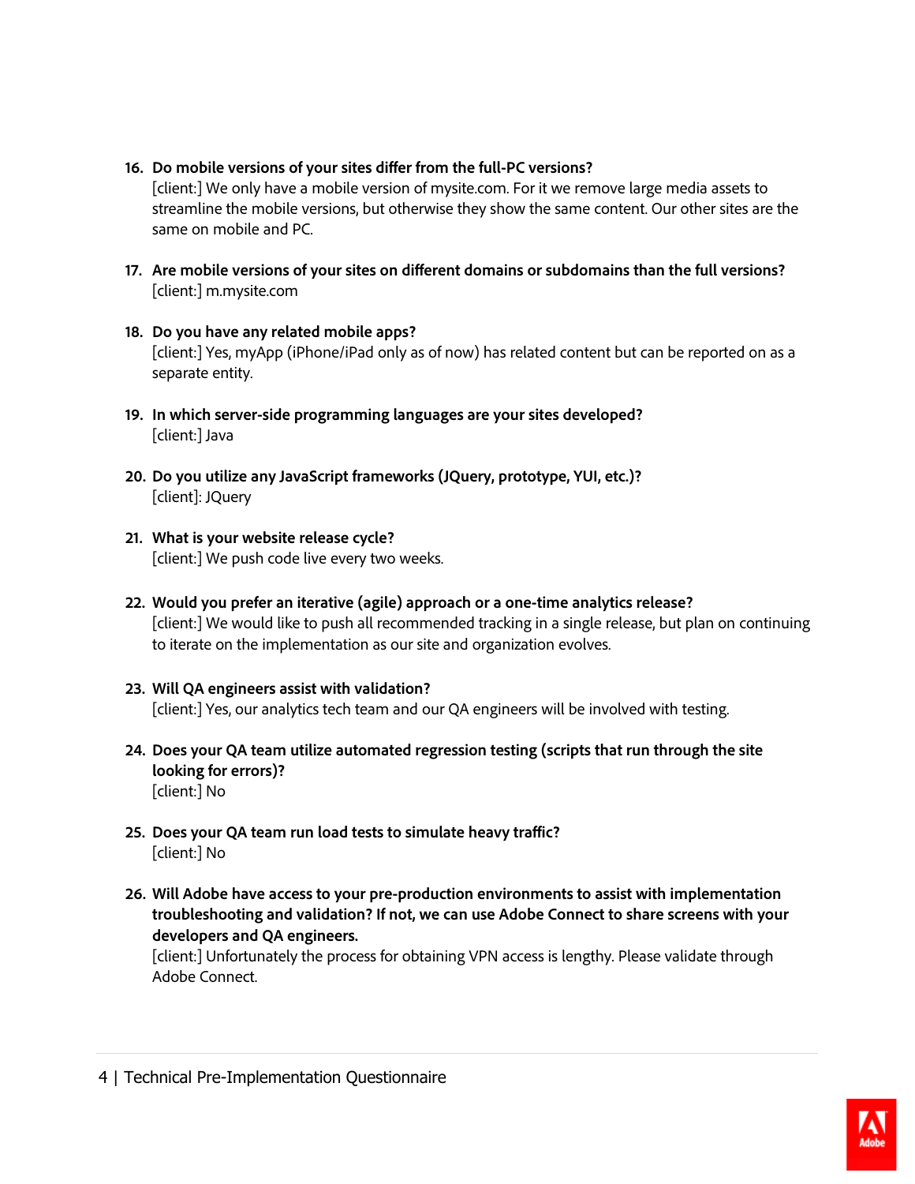16. **Do mobile versions of your sites differ from the full-PC versions?**
    [client:] We only have a mobile version of mysite.com. For it we remove large media assets to streamline the mobile versions, but otherwise they show the same content. Our other sites are the same on mobile and PC.

17. **Are mobile versions of your sites on different domains or subdomains than the full versions?**
    [client:] m.mysite.com

18. **Do you have any related mobile apps?**
    [client:] Yes, myApp (iPhone/iPad only as of now) has related content but can be reported on as a separate entity.

19. **In which server-side programming languages are your sites developed?**
    [client:] Java

20. **Do you utilize any JavaScript frameworks (JQuery, prototype, YUI, etc.)?**
    [client]: JQuery

21. **What is your website release cycle?**
    [client:] We push code live every two weeks.

22. **Would you prefer an iterative (agile) approach or a one-time analytics release?**
    [client:] We would like to push all recommended tracking in a single release, but plan on continuing to iterate on the implementation as our site and organization evolves.

23. **Will QA engineers assist with validation?**
    [client:] Yes, our analytics tech team and our QA engineers will be involved with testing.

24. **Does your QA team utilize automated regression testing (scripts that run through the site looking for errors)?**
    [client:] No

25. **Does your QA team run load tests to simulate heavy traffic?**
    [client:] No

26. **Will Adobe have access to your pre-production environments to assist with implementation troubleshooting and validation? If not, we can use Adobe Connect to share screens with your developers and QA engineers.**
    [client:] Unfortunately the process for obtaining VPN access is lengthy. Please validate through Adobe Connect.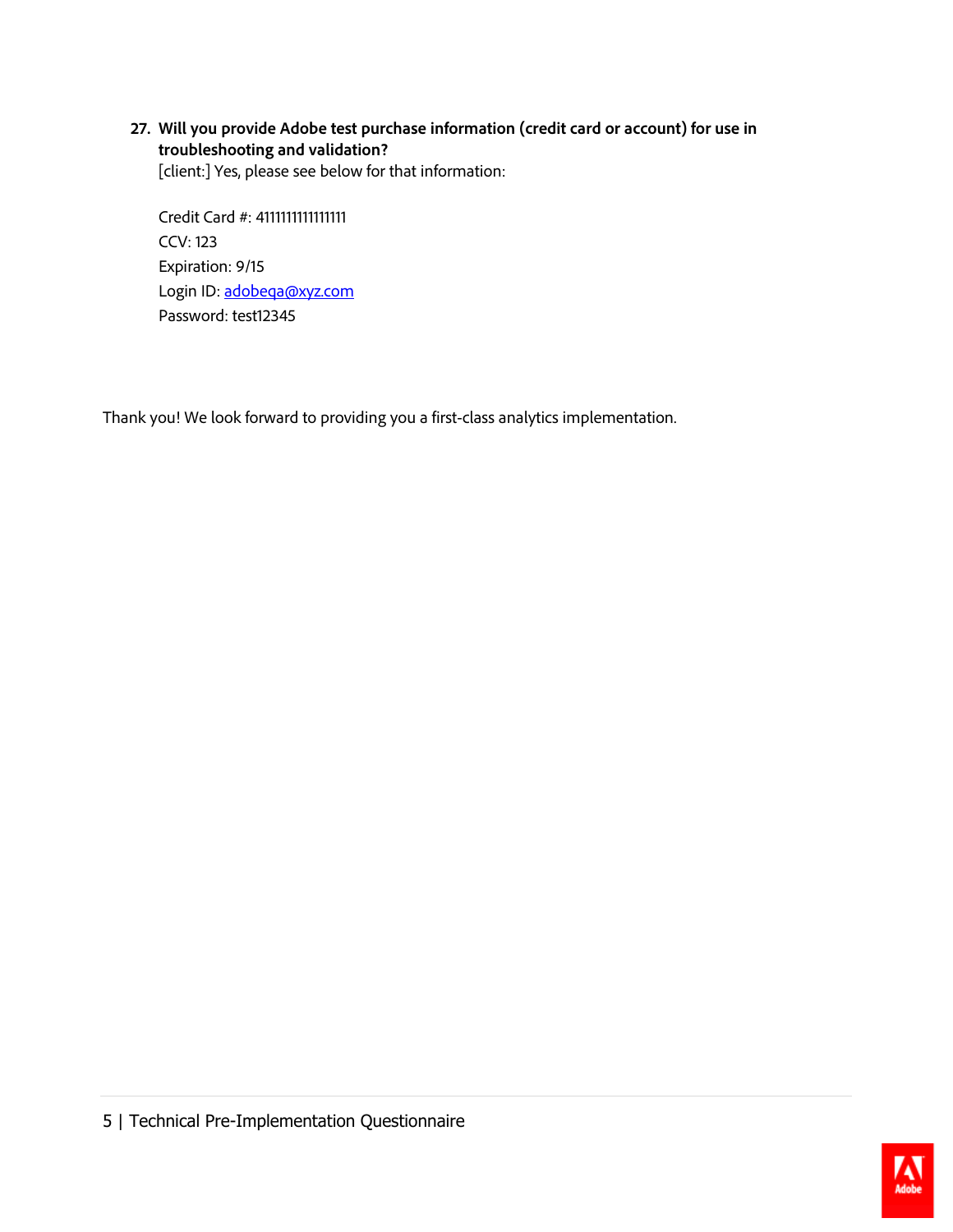27. **Will you provide Adobe test purchase information (credit card or account) for use in troubleshooting and validation?**
    [client:] Yes, please see below for that information:

    Credit Card #: 4111111111111111
    CCV: 123
    Expiration: 9/15
    Login ID: adobeqa@xyz.com
    Password: test12345

Thank you! We look forward to providing you a first-class analytics implementation.